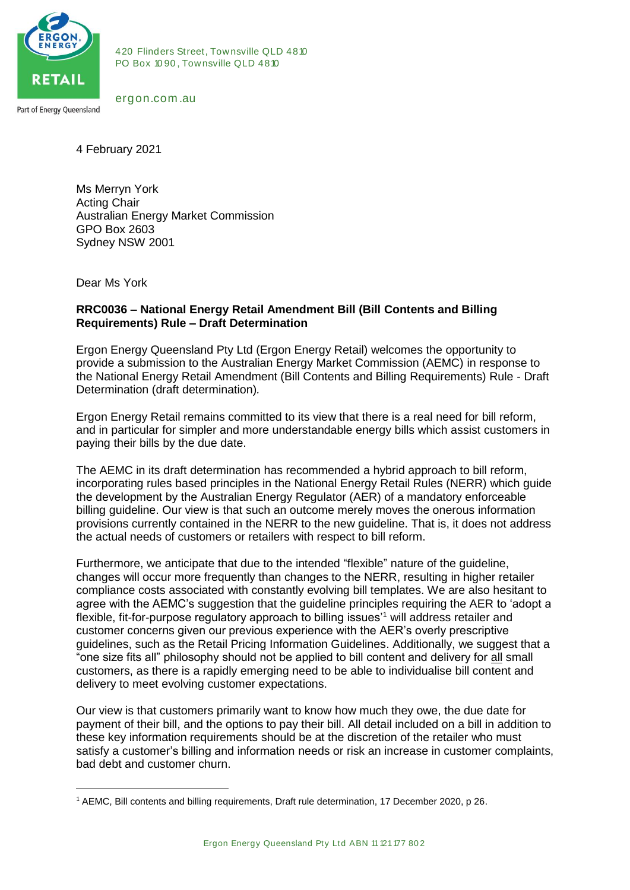420 Flinders Street, Townsville QLD 4810
PO Box 1090, Townsville QLD 4810

ergon.com.au

4 February 2021

Ms Merryn York
Acting Chair
Australian Energy Market Commission
GPO Box 2603
Sydney NSW 2001

Dear Ms York

**RRC0036 – National Energy Retail Amendment Bill (Bill Contents and Billing Requirements) Rule – Draft Determination**

Ergon Energy Queensland Pty Ltd (Ergon Energy Retail) welcomes the opportunity to provide a submission to the Australian Energy Market Commission (AEMC) in response to the National Energy Retail Amendment (Bill Contents and Billing Requirements) Rule - Draft Determination (draft determination).

Ergon Energy Retail remains committed to its view that there is a real need for bill reform, and in particular for simpler and more understandable energy bills which assist customers in paying their bills by the due date.

The AEMC in its draft determination has recommended a hybrid approach to bill reform, incorporating rules based principles in the National Energy Retail Rules (NERR) which guide the development by the Australian Energy Regulator (AER) of a mandatory enforceable billing guideline. Our view is that such an outcome merely moves the onerous information provisions currently contained in the NERR to the new guideline. That is, it does not address the actual needs of customers or retailers with respect to bill reform.

Furthermore, we anticipate that due to the intended "flexible" nature of the guideline, changes will occur more frequently than changes to the NERR, resulting in higher retailer compliance costs associated with constantly evolving bill templates. We are also hesitant to agree with the AEMC's suggestion that the guideline principles requiring the AER to 'adopt a flexible, fit-for-purpose regulatory approach to billing issues'[1] will address retailer and customer concerns given our previous experience with the AER's overly prescriptive guidelines, such as the Retail Pricing Information Guidelines. Additionally, we suggest that a "one size fits all" philosophy should not be applied to bill content and delivery for all small customers, as there is a rapidly emerging need to be able to individualise bill content and delivery to meet evolving customer expectations.

Our view is that customers primarily want to know how much they owe, the due date for payment of their bill, and the options to pay their bill. All detail included on a bill in addition to these key information requirements should be at the discretion of the retailer who must satisfy a customer's billing and information needs or risk an increase in customer complaints, bad debt and customer churn.

[1] AEMC, Bill contents and billing requirements, Draft rule determination, 17 December 2020, p 26.

Ergon Energy Queensland Pty Ltd ABN 11 121 177 802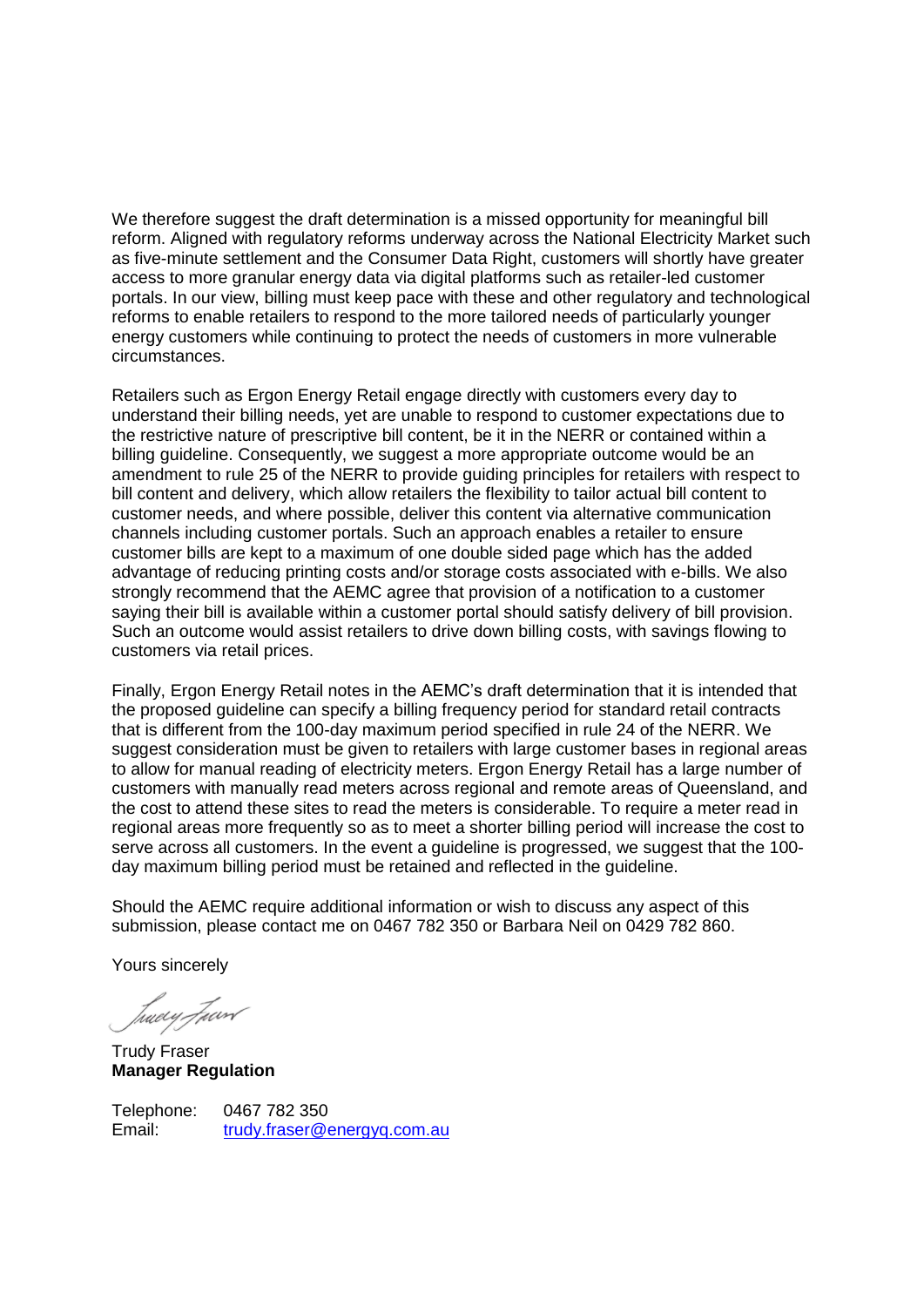We therefore suggest the draft determination is a missed opportunity for meaningful bill reform. Aligned with regulatory reforms underway across the National Electricity Market such as five-minute settlement and the Consumer Data Right, customers will shortly have greater access to more granular energy data via digital platforms such as retailer-led customer portals. In our view, billing must keep pace with these and other regulatory and technological reforms to enable retailers to respond to the more tailored needs of particularly younger energy customers while continuing to protect the needs of customers in more vulnerable circumstances.

Retailers such as Ergon Energy Retail engage directly with customers every day to understand their billing needs, yet are unable to respond to customer expectations due to the restrictive nature of prescriptive bill content, be it in the NERR or contained within a billing guideline. Consequently, we suggest a more appropriate outcome would be an amendment to rule 25 of the NERR to provide guiding principles for retailers with respect to bill content and delivery, which allow retailers the flexibility to tailor actual bill content to customer needs, and where possible, deliver this content via alternative communication channels including customer portals. Such an approach enables a retailer to ensure customer bills are kept to a maximum of one double sided page which has the added advantage of reducing printing costs and/or storage costs associated with e-bills. We also strongly recommend that the AEMC agree that provision of a notification to a customer saying their bill is available within a customer portal should satisfy delivery of bill provision. Such an outcome would assist retailers to drive down billing costs, with savings flowing to customers via retail prices.

Finally, Ergon Energy Retail notes in the AEMC's draft determination that it is intended that the proposed guideline can specify a billing frequency period for standard retail contracts that is different from the 100-day maximum period specified in rule 24 of the NERR. We suggest consideration must be given to retailers with large customer bases in regional areas to allow for manual reading of electricity meters. Ergon Energy Retail has a large number of customers with manually read meters across regional and remote areas of Queensland, and the cost to attend these sites to read the meters is considerable. To require a meter read in regional areas more frequently so as to meet a shorter billing period will increase the cost to serve across all customers. In the event a guideline is progressed, we suggest that the 100-day maximum billing period must be retained and reflected in the guideline.

Should the AEMC require additional information or wish to discuss any aspect of this submission, please contact me on 0467 782 350 or Barbara Neil on 0429 782 860.

Yours sincerely

Trudy Fraser
**Manager Regulation**

Telephone: 0467 782 350
Email: trudy.fraser@energyq.com.au